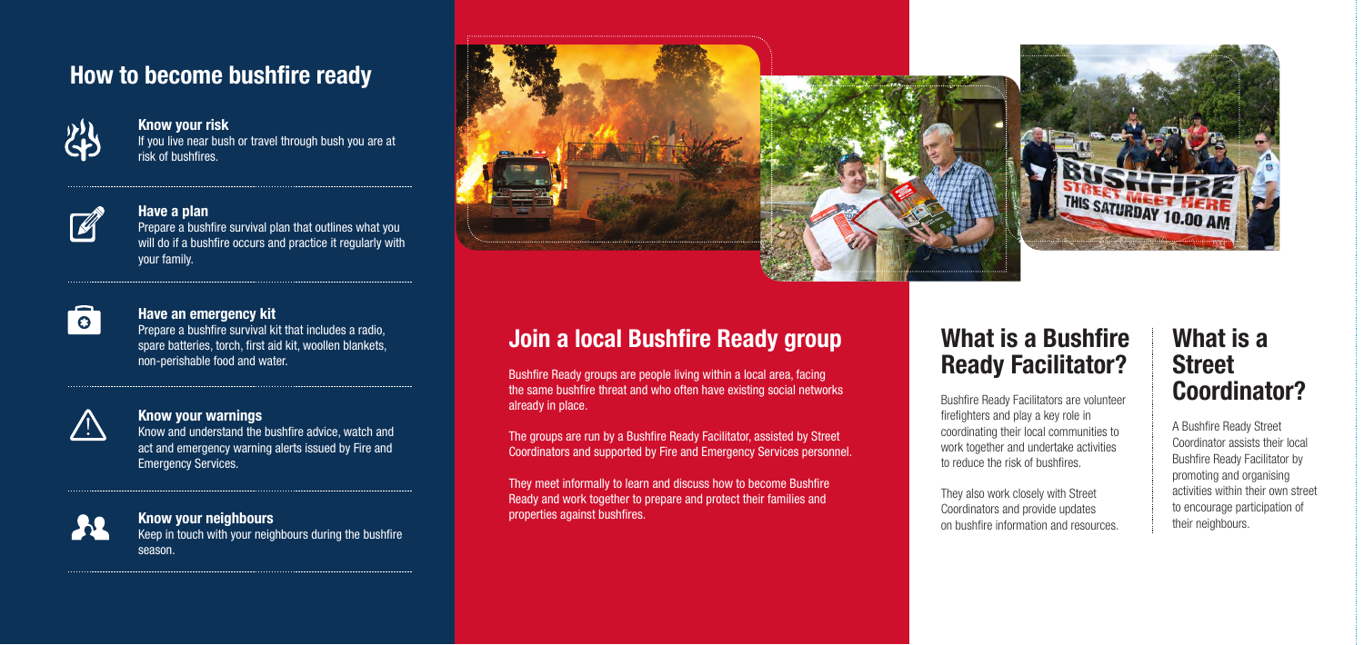## How to become bushfire ready

**Know your risk**
If you live near bush or travel through bush you are at risk of bushfires.

**Have a plan**
Prepare a bushfire survival plan that outlines what you will do if a bushfire occurs and practice it regularly with your family.

**Have an emergency kit**
Prepare a bushfire survival kit that includes a radio, spare batteries, torch, first aid kit, woollen blankets, non-perishable food and water.

**Know your warnings**
Know and understand the bushfire advice, watch and act and emergency warning alerts issued by Fire and Emergency Services.

**Know your neighbours**
Keep in touch with your neighbours during the bushfire season.

## Join a local Bushfire Ready group

Bushfire Ready groups are people living within a local area, facing the same bushfire threat and who often have existing social networks already in place.

The groups are run by a Bushfire Ready Facilitator, assisted by Street Coordinators and supported by Fire and Emergency Services personnel.

They meet informally to learn and discuss how to become Bushfire Ready and work together to prepare and protect their families and properties against bushfires.

## What is a Bushfire Ready Facilitator?

Bushfire Ready Facilitators are volunteer firefighters and play a key role in coordinating their local communities to work together and undertake activities to reduce the risk of bushfires.

They also work closely with Street Coordinators and provide updates on bushfire information and resources.

## What is a Street Coordinator?

A Bushfire Ready Street Coordinator assists their local Bushfire Ready Facilitator by promoting and organising activities within their own street to encourage participation of their neighbours.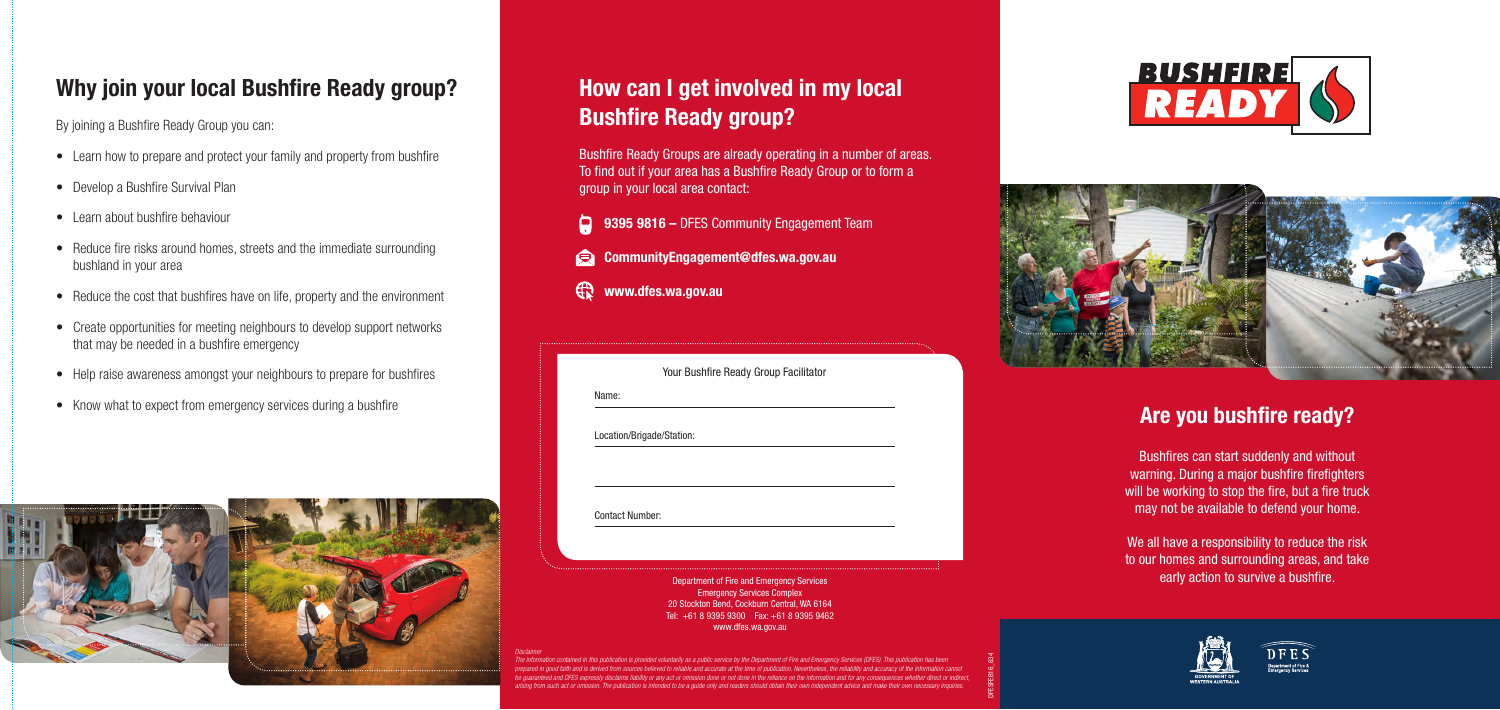## Why join your local Bushfire Ready group?

By joining a Bushfire Ready Group you can:

- Learn how to prepare and protect your family and property from bushfire
- Develop a Bushfire Survival Plan
- Learn about bushfire behaviour
- Reduce fire risks around homes, streets and the immediate surrounding bushland in your area
- Reduce the cost that bushfires have on life, property and the environment
- Create opportunities for meeting neighbours to develop support networks that may be needed in a bushfire emergency
- Help raise awareness amongst your neighbours to prepare for bushfires
- Know what to expect from emergency services during a bushfire

## How can I get involved in my local Bushfire Ready group?

Bushfire Ready Groups are already operating in a number of areas. To find out if your area has a Bushfire Ready Group or to form a group in your local area contact:

**9395 9816 –** DFES Community Engagement Team

**CommunityEngagement@dfes.wa.gov.au**

**www.dfes.wa.gov.au**

Your Bushfire Ready Group Facilitator

Name:

Location/Brigade/Station:

Contact Number:

Department of Fire and Emergency Services
Emergency Services Complex
20 Stockton Bend, Cockburn Central, WA 6164
Tel: +61 8 9395 9300 Fax: +61 8 9395 9462
www.dfes.wa.gov.au

*Disclaimer*
*The information contained in this publication is provided voluntarily as a public service by the Department of Fire and Emergency Services (DFES). This publication has been prepared in good faith and is derived from sources believed to reliable and accurate at the time of publication. Nevertheless, the reliability and accuracy of the information cannot be guaranteed and DFES expressly disclaims liability or any act or omission done or not done in the reliance on the information and for any consequences whether direct or indirect, arising from such act or omission. The publication is intended to be a guide only and readers should obtain their own independent advice and make their own necessary inquiries.*

DFESFEB16_634

# BUSHFIRE READY

## Are you bushfire ready?

Bushfires can start suddenly and without warning. During a major bushfire firefighters will be working to stop the fire, but a fire truck may not be available to defend your home.

We all have a responsibility to reduce the risk to our homes and surrounding areas, and take early action to survive a bushfire.

GOVERNMENT OF WESTERN AUSTRALIA

DFES Department of Fire & Emergency Services